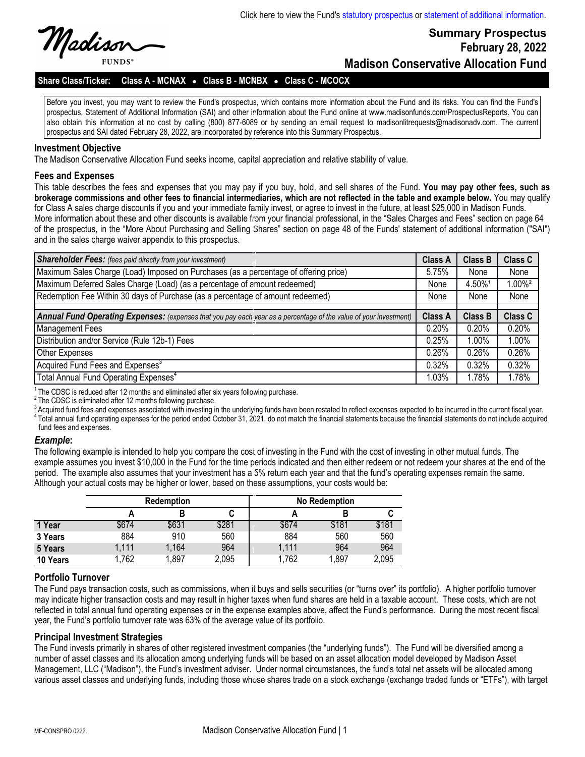Click here to view the Fund's statutory prospectus or statement of additional information.

Madison FUNDS®

**Summary Prospectus**
**February 28, 2022**

# Madison Conservative Allocation Fund

**Share Class/Ticker: Class A - MCNAX • Class B - MCNBX • Class C - MCOCX**

Before you invest, you may want to review the Fund's prospectus, which contains more information about the Fund and its risks. You can find the Fund's prospectus, Statement of Additional Information (SAI) and other information about the Fund online at www.madisonfunds.com/ProspectusReports. You can also obtain this information at no cost by calling (800) 877-6089 or by sending an email request to madisonlitrequests@madisonadv.com. The current prospectus and SAI dated February 28, 2022, are incorporated by reference into this Summary Prospectus.

## Investment Objective

The Madison Conservative Allocation Fund seeks income, capital appreciation and relative stability of value.

## Fees and Expenses

This table describes the fees and expenses that you may pay if you buy, hold, and sell shares of the Fund. **You may pay other fees, such as brokerage commissions and other fees to financial intermediaries, which are not reflected in the table and example below.** You may qualify for Class A sales charge discounts if you and your immediate family invest, or agree to invest in the future, at least $25,000 in Madison Funds. More information about these and other discounts is available from your financial professional, in the "Sales Charges and Fees" section on page 64 of the prospectus, in the "More About Purchasing and Selling Shares" section on page 48 of the Funds' statement of additional information ("SAI") and in the sales charge waiver appendix to this prospectus.

| ***Shareholder Fees:*** *(fees paid directly from your investment)* | **Class A** | **Class B** | **Class C** |
|---|---|---|---|
| Maximum Sales Charge (Load) Imposed on Purchases (as a percentage of offering price) | 5.75% | None | None |
| Maximum Deferred Sales Charge (Load) (as a percentage of amount redeemed) | None | 4.50%[1] | 1.00%[2] |
| Redemption Fee Within 30 days of Purchase (as a percentage of amount redeemed) | None | None | None |
| | | | |
| ***Annual Fund Operating Expenses:*** *(expenses that you pay each year as a percentage of the value of your investment)* | **Class A** | **Class B** | **Class C** |
| Management Fees | 0.20% | 0.20% | 0.20% |
| Distribution and/or Service (Rule 12b-1) Fees | 0.25% | 1.00% | 1.00% |
| Other Expenses | 0.26% | 0.26% | 0.26% |
| Acquired Fund Fees and Expenses[3] | 0.32% | 0.32% | 0.32% |
| Total Annual Fund Operating Expenses[4] | 1.03% | 1.78% | 1.78% |

[1] The CDSC is reduced after 12 months and eliminated after six years following purchase.
[2] The CDSC is eliminated after 12 months following purchase.
[3] Acquired fund fees and expenses associated with investing in the underlying funds have been restated to reflect expenses expected to be incurred in the current fiscal year.
[4] Total annual fund operating expenses for the period ended October 31, 2021, do not match the financial statements because the financial statements do not include acquired fund fees and expenses.

### *Example*:

The following example is intended to help you compare the cost of investing in the Fund with the cost of investing in other mutual funds. The example assumes you invest $10,000 in the Fund for the time periods indicated and then either redeem or not redeem your shares at the end of the period. The example also assumes that your investment has a 5% return each year and that the fund's operating expenses remain the same. Although your actual costs may be higher or lower, based on these assumptions, your costs would be:

| | **Redemption** | | | **No Redemption** | | |
|---|---|---|---|---|---|---|
| | **A** | **B** | **C** | **A** | **B** | **C** |
| **1 Year** | $674 | $631 | $281 | $674 | $181 | $181 |
| **3 Years** | 884 | 910 | 560 | 884 | 560 | 560 |
| **5 Years** | 1,111 | 1,164 | 964 | 1,111 | 964 | 964 |
| **10 Years** | 1,762 | 1,897 | 2,095 | 1,762 | 1,897 | 2,095 |

## Portfolio Turnover

The Fund pays transaction costs, such as commissions, when it buys and sells securities (or "turns over" its portfolio). A higher portfolio turnover may indicate higher transaction costs and may result in higher taxes when fund shares are held in a taxable account. These costs, which are not reflected in total annual fund operating expenses or in the expense examples above, affect the Fund's performance. During the most recent fiscal year, the Fund's portfolio turnover rate was 63% of the average value of its portfolio.

## Principal Investment Strategies

The Fund invests primarily in shares of other registered investment companies (the "underlying funds"). The Fund will be diversified among a number of asset classes and its allocation among underlying funds will be based on an asset allocation model developed by Madison Asset Management, LLC ("Madison"), the Fund's investment adviser. Under normal circumstances, the fund's total net assets will be allocated among various asset classes and underlying funds, including those whose shares trade on a stock exchange (exchange traded funds or "ETFs"), with target

MF-CONSPRO 0222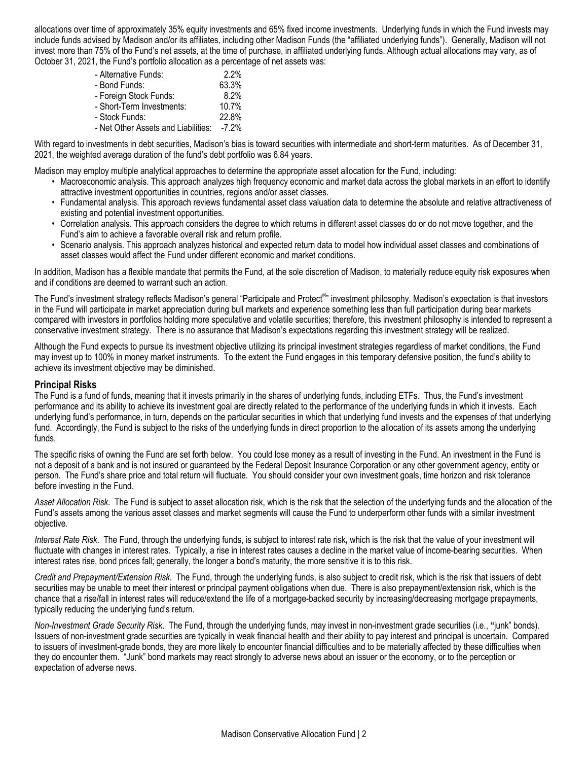allocations over time of approximately 35% equity investments and 65% fixed income investments. Underlying funds in which the Fund invests may include funds advised by Madison and/or its affiliates, including other Madison Funds (the "affiliated underlying funds"). Generally, Madison will not invest more than 75% of the Fund's net assets, at the time of purchase, in affiliated underlying funds. Although actual allocations may vary, as of October 31, 2021, the Fund's portfolio allocation as a percentage of net assets was:

| | |
|---|---|
| - Alternative Funds: | 2.2% |
| - Bond Funds: | 63.3% |
| - Foreign Stock Funds: | 8.2% |
| - Short-Term Investments: | 10.7% |
| - Stock Funds: | 22.8% |
| - Net Other Assets and Liabilities: | -7.2% |

With regard to investments in debt securities, Madison's bias is toward securities with intermediate and short-term maturities. As of December 31, 2021, the weighted average duration of the fund's debt portfolio was 6.84 years.

Madison may employ multiple analytical approaches to determine the appropriate asset allocation for the Fund, including:

- Macroeconomic analysis. This approach analyzes high frequency economic and market data across the global markets in an effort to identify attractive investment opportunities in countries, regions and/or asset classes.
- Fundamental analysis. This approach reviews fundamental asset class valuation data to determine the absolute and relative attractiveness of existing and potential investment opportunities.
- Correlation analysis. This approach considers the degree to which returns in different asset classes do or do not move together, and the Fund's aim to achieve a favorable overall risk and return profile.
- Scenario analysis. This approach analyzes historical and expected return data to model how individual asset classes and combinations of asset classes would affect the Fund under different economic and market conditions.

In addition, Madison has a flexible mandate that permits the Fund, at the sole discretion of Madison, to materially reduce equity risk exposures when and if conditions are deemed to warrant such an action.

The Fund's investment strategy reflects Madison's general "Participate and Protect®" investment philosophy. Madison's expectation is that investors in the Fund will participate in market appreciation during bull markets and experience something less than full participation during bear markets compared with investors in portfolios holding more speculative and volatile securities; therefore, this investment philosophy is intended to represent a conservative investment strategy. There is no assurance that Madison's expectations regarding this investment strategy will be realized.

Although the Fund expects to pursue its investment objective utilizing its principal investment strategies regardless of market conditions, the Fund may invest up to 100% in money market instruments. To the extent the Fund engages in this temporary defensive position, the fund's ability to achieve its investment objective may be diminished.

## Principal Risks

The Fund is a fund of funds, meaning that it invests primarily in the shares of underlying funds, including ETFs. Thus, the Fund's investment performance and its ability to achieve its investment goal are directly related to the performance of the underlying funds in which it invests. Each underlying fund's performance, in turn, depends on the particular securities in which that underlying fund invests and the expenses of that underlying fund. Accordingly, the Fund is subject to the risks of the underlying funds in direct proportion to the allocation of its assets among the underlying funds.

The specific risks of owning the Fund are set forth below. You could lose money as a result of investing in the Fund. An investment in the Fund is not a deposit of a bank and is not insured or guaranteed by the Federal Deposit Insurance Corporation or any other government agency, entity or person. The Fund's share price and total return will fluctuate. You should consider your own investment goals, time horizon and risk tolerance before investing in the Fund.

*Asset Allocation Risk*. The Fund is subject to asset allocation risk, which is the risk that the selection of the underlying funds and the allocation of the Fund's assets among the various asset classes and market segments will cause the Fund to underperform other funds with a similar investment objective.

*Interest Rate Risk*. The Fund, through the underlying funds, is subject to interest rate risk, which is the risk that the value of your investment will fluctuate with changes in interest rates. Typically, a rise in interest rates causes a decline in the market value of income-bearing securities. When interest rates rise, bond prices fall; generally, the longer a bond's maturity, the more sensitive it is to this risk.

*Credit and Prepayment/Extension Risk*. The Fund, through the underlying funds, is also subject to credit risk, which is the risk that issuers of debt securities may be unable to meet their interest or principal payment obligations when due. There is also prepayment/extension risk, which is the chance that a rise/fall in interest rates will reduce/extend the life of a mortgage-backed security by increasing/decreasing mortgage prepayments, typically reducing the underlying fund's return.

*Non-Investment Grade Security Risk*. The Fund, through the underlying funds, may invest in non-investment grade securities (i.e., "junk" bonds). Issuers of non-investment grade securities are typically in weak financial health and their ability to pay interest and principal is uncertain. Compared to issuers of investment-grade bonds, they are more likely to encounter financial difficulties and to be materially affected by these difficulties when they do encounter them. "Junk" bond markets may react strongly to adverse news about an issuer or the economy, or to the perception or expectation of adverse news.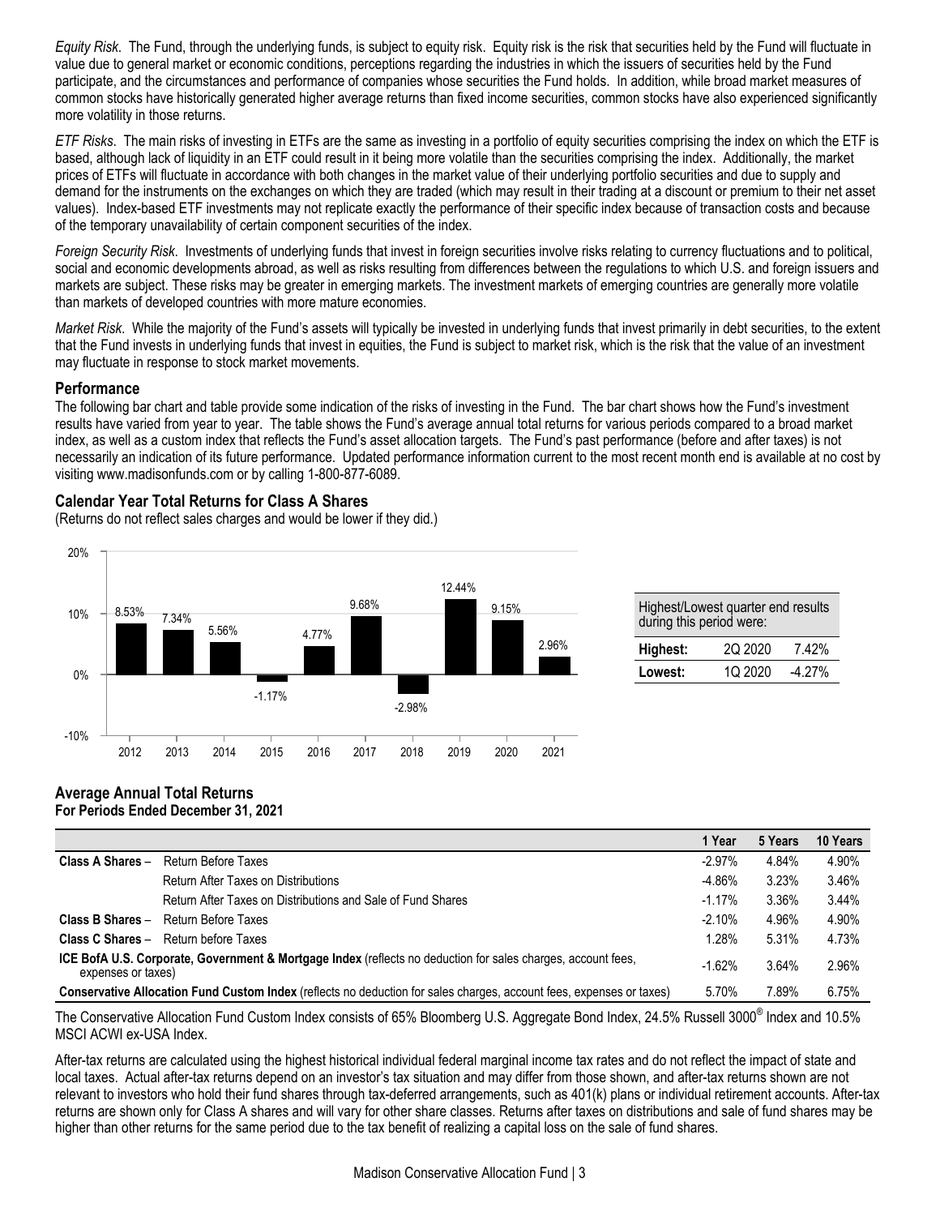*Equity Risk*. The Fund, through the underlying funds, is subject to equity risk. Equity risk is the risk that securities held by the Fund will fluctuate in value due to general market or economic conditions, perceptions regarding the industries in which the issuers of securities held by the Fund participate, and the circumstances and performance of companies whose securities the Fund holds. In addition, while broad market measures of common stocks have historically generated higher average returns than fixed income securities, common stocks have also experienced significantly more volatility in those returns.

*ETF Risks*. The main risks of investing in ETFs are the same as investing in a portfolio of equity securities comprising the index on which the ETF is based, although lack of liquidity in an ETF could result in it being more volatile than the securities comprising the index. Additionally, the market prices of ETFs will fluctuate in accordance with both changes in the market value of their underlying portfolio securities and due to supply and demand for the instruments on the exchanges on which they are traded (which may result in their trading at a discount or premium to their net asset values). Index-based ETF investments may not replicate exactly the performance of their specific index because of transaction costs and because of the temporary unavailability of certain component securities of the index.

*Foreign Security Risk*. Investments of underlying funds that invest in foreign securities involve risks relating to currency fluctuations and to political, social and economic developments abroad, as well as risks resulting from differences between the regulations to which U.S. and foreign issuers and markets are subject. These risks may be greater in emerging markets. The investment markets of emerging countries are generally more volatile than markets of developed countries with more mature economies.

*Market Risk*. While the majority of the Fund's assets will typically be invested in underlying funds that invest primarily in debt securities, to the extent that the Fund invests in underlying funds that invest in equities, the Fund is subject to market risk, which is the risk that the value of an investment may fluctuate in response to stock market movements.

### Performance

The following bar chart and table provide some indication of the risks of investing in the Fund. The bar chart shows how the Fund's investment results have varied from year to year. The table shows the Fund's average annual total returns for various periods compared to a broad market index, as well as a custom index that reflects the Fund's asset allocation targets. The Fund's past performance (before and after taxes) is not necessarily an indication of its future performance. Updated performance information current to the most recent month end is available at no cost by visiting www.madisonfunds.com or by calling 1-800-877-6089.

### Calendar Year Total Returns for Class A Shares

(Returns do not reflect sales charges and would be lower if they did.)

| Year | 2012 | 2013 | 2014 | 2015 | 2016 | 2017 | 2018 | 2019 | 2020 | 2021 |
|---|---|---|---|---|---|---|---|---|---|---|
| Return | 8.53% | 7.34% | 5.56% | -1.17% | 4.77% | 9.68% | -2.98% | 12.44% | 9.15% | 2.96% |

| Highest/Lowest quarter end results during this period were: | | |
|---|---|---|
| **Highest:** | 2Q 2020 | 7.42% |
| **Lowest:** | 1Q 2020 | -4.27% |

### Average Annual Total Returns
**For Periods Ended December 31, 2021**

| | | 1 Year | 5 Years | 10 Years |
|---|---|---|---|---|
| **Class A Shares** – | Return Before Taxes | -2.97% | 4.84% | 4.90% |
| | Return After Taxes on Distributions | -4.86% | 3.23% | 3.46% |
| | Return After Taxes on Distributions and Sale of Fund Shares | -1.17% | 3.36% | 3.44% |
| **Class B Shares** – | Return Before Taxes | -2.10% | 4.96% | 4.90% |
| **Class C Shares** – | Return before Taxes | 1.28% | 5.31% | 4.73% |
| **ICE BofA U.S. Corporate, Government & Mortgage Index** (reflects no deduction for sales charges, account fees, expenses or taxes) | | -1.62% | 3.64% | 2.96% |
| **Conservative Allocation Fund Custom Index** (reflects no deduction for sales charges, account fees, expenses or taxes) | | 5.70% | 7.89% | 6.75% |

The Conservative Allocation Fund Custom Index consists of 65% Bloomberg U.S. Aggregate Bond Index, 24.5% Russell 3000® Index and 10.5% MSCI ACWI ex-USA Index.

After-tax returns are calculated using the highest historical individual federal marginal income tax rates and do not reflect the impact of state and local taxes. Actual after-tax returns depend on an investor's tax situation and may differ from those shown, and after-tax returns shown are not relevant to investors who hold their fund shares through tax-deferred arrangements, such as 401(k) plans or individual retirement accounts. After-tax returns are shown only for Class A shares and will vary for other share classes. Returns after taxes on distributions and sale of fund shares may be higher than other returns for the same period due to the tax benefit of realizing a capital loss on the sale of fund shares.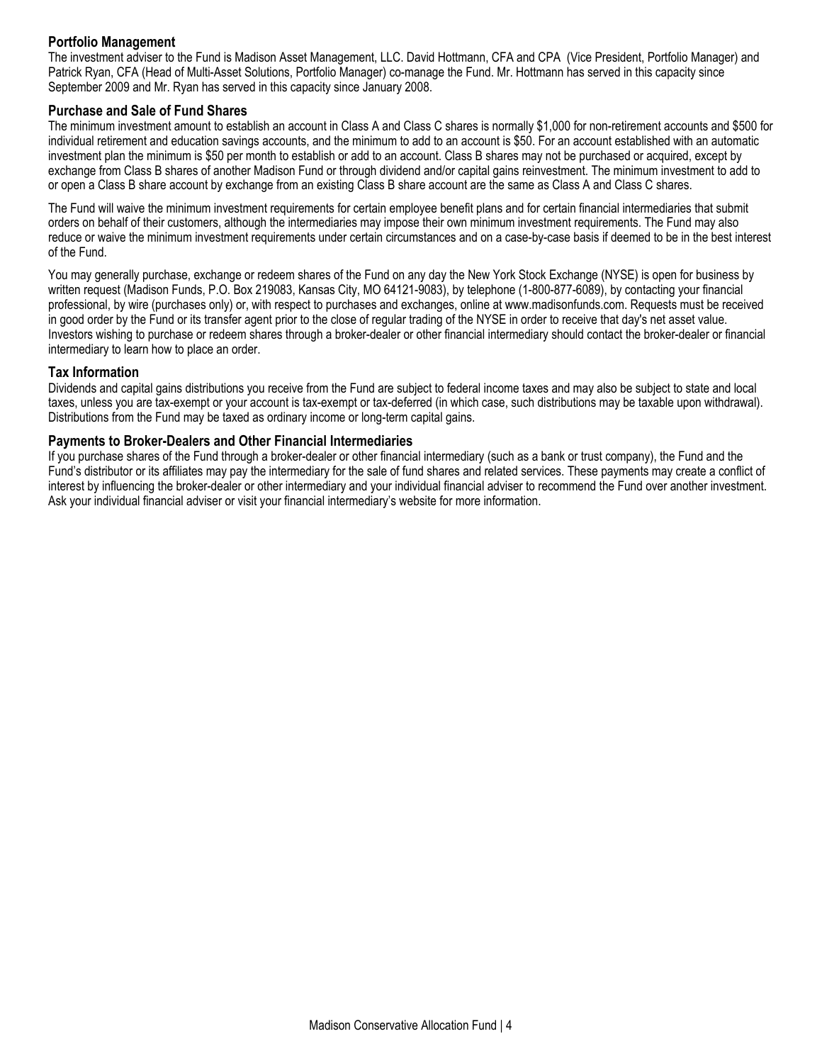## Portfolio Management

The investment adviser to the Fund is Madison Asset Management, LLC. David Hottmann, CFA and CPA (Vice President, Portfolio Manager) and Patrick Ryan, CFA (Head of Multi-Asset Solutions, Portfolio Manager) co-manage the Fund. Mr. Hottmann has served in this capacity since September 2009 and Mr. Ryan has served in this capacity since January 2008.

## Purchase and Sale of Fund Shares

The minimum investment amount to establish an account in Class A and Class C shares is normally $1,000 for non-retirement accounts and $500 for individual retirement and education savings accounts, and the minimum to add to an account is $50. For an account established with an automatic investment plan the minimum is $50 per month to establish or add to an account. Class B shares may not be purchased or acquired, except by exchange from Class B shares of another Madison Fund or through dividend and/or capital gains reinvestment. The minimum investment to add to or open a Class B share account by exchange from an existing Class B share account are the same as Class A and Class C shares.

The Fund will waive the minimum investment requirements for certain employee benefit plans and for certain financial intermediaries that submit orders on behalf of their customers, although the intermediaries may impose their own minimum investment requirements. The Fund may also reduce or waive the minimum investment requirements under certain circumstances and on a case-by-case basis if deemed to be in the best interest of the Fund.

You may generally purchase, exchange or redeem shares of the Fund on any day the New York Stock Exchange (NYSE) is open for business by written request (Madison Funds, P.O. Box 219083, Kansas City, MO 64121-9083), by telephone (1-800-877-6089), by contacting your financial professional, by wire (purchases only) or, with respect to purchases and exchanges, online at www.madisonfunds.com. Requests must be received in good order by the Fund or its transfer agent prior to the close of regular trading of the NYSE in order to receive that day's net asset value. Investors wishing to purchase or redeem shares through a broker-dealer or other financial intermediary should contact the broker-dealer or financial intermediary to learn how to place an order.

## Tax Information

Dividends and capital gains distributions you receive from the Fund are subject to federal income taxes and may also be subject to state and local taxes, unless you are tax-exempt or your account is tax-exempt or tax-deferred (in which case, such distributions may be taxable upon withdrawal). Distributions from the Fund may be taxed as ordinary income or long-term capital gains.

## Payments to Broker-Dealers and Other Financial Intermediaries

If you purchase shares of the Fund through a broker-dealer or other financial intermediary (such as a bank or trust company), the Fund and the Fund's distributor or its affiliates may pay the intermediary for the sale of fund shares and related services. These payments may create a conflict of interest by influencing the broker-dealer or other intermediary and your individual financial adviser to recommend the Fund over another investment. Ask your individual financial adviser or visit your financial intermediary's website for more information.